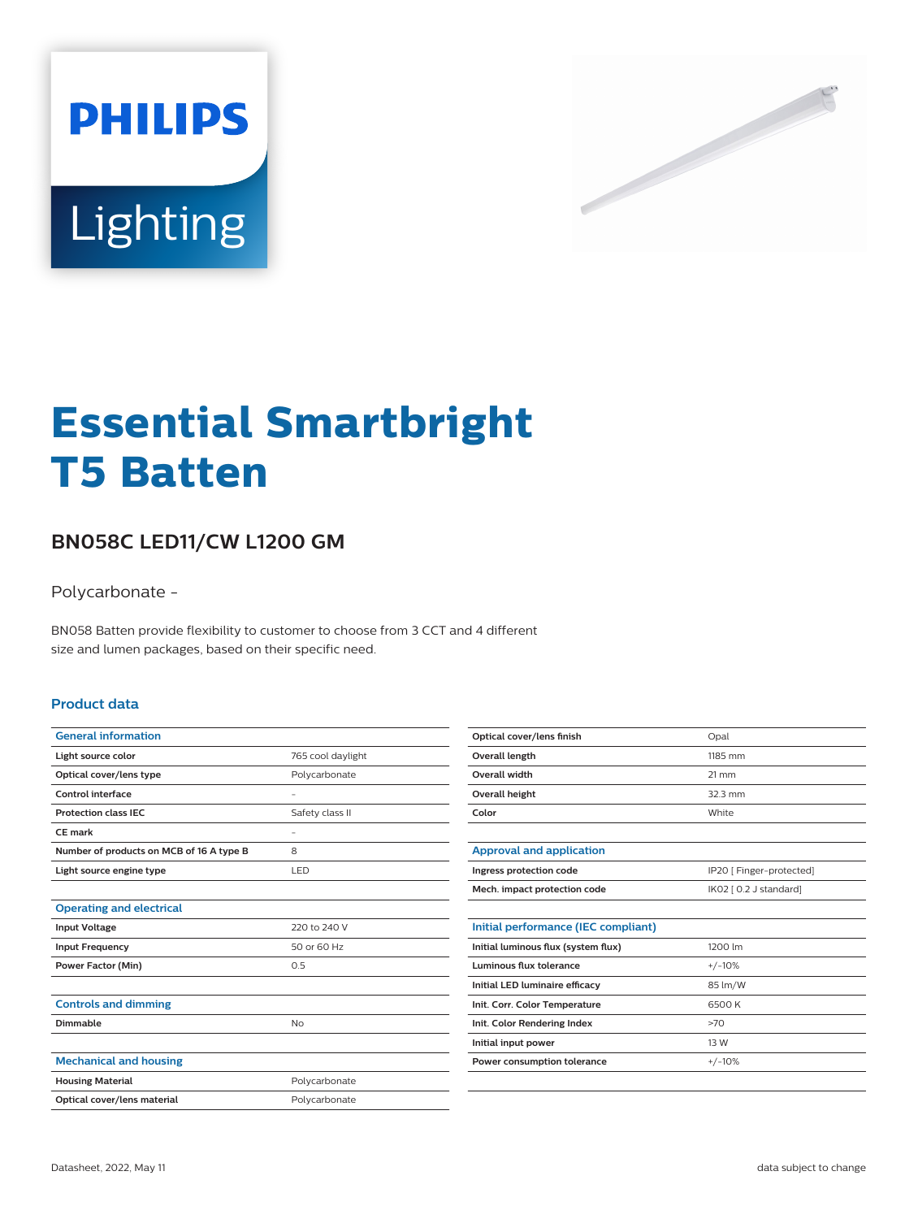PHILIPS

Lighting

# Essential Smartbright T5 Batten

## BN058C LED11/CW L1200 GM

Polycarbonate -

BN058 Batten provide flexibility to customer to choose from 3 CCT and 4 different size and lumen packages, based on their specific need.

### Product data

| General information | |
|---|---|
| Light source color | 765 cool daylight |
| Optical cover/lens type | Polycarbonate |
| Control interface | - |
| Protection class IEC | Safety class II |
| CE mark | - |
| Number of products on MCB of 16 A type B | 8 |
| Light source engine type | LED |

| Operating and electrical | |
|---|---|
| Input Voltage | 220 to 240 V |
| Input Frequency | 50 or 60 Hz |
| Power Factor (Min) | 0.5 |

| Controls and dimming | |
|---|---|
| Dimmable | No |

| Mechanical and housing | |
|---|---|
| Housing Material | Polycarbonate |
| Optical cover/lens material | Polycarbonate |
| Optical cover/lens finish | Opal |
| Overall length | 1185 mm |
| Overall width | 21 mm |
| Overall height | 32.3 mm |
| Color | White |

| Approval and application | |
|---|---|
| Ingress protection code | IP20 [ Finger-protected] |
| Mech. impact protection code | IK02 [ 0.2 J standard] |

| Initial performance (IEC compliant) | |
|---|---|
| Initial luminous flux (system flux) | 1200 lm |
| Luminous flux tolerance | +/-10% |
| Initial LED luminaire efficacy | 85 lm/W |
| Init. Corr. Color Temperature | 6500 K |
| Init. Color Rendering Index | >70 |
| Initial input power | 13 W |
| Power consumption tolerance | +/-10% |

Datasheet, 2022, May 11 data subject to change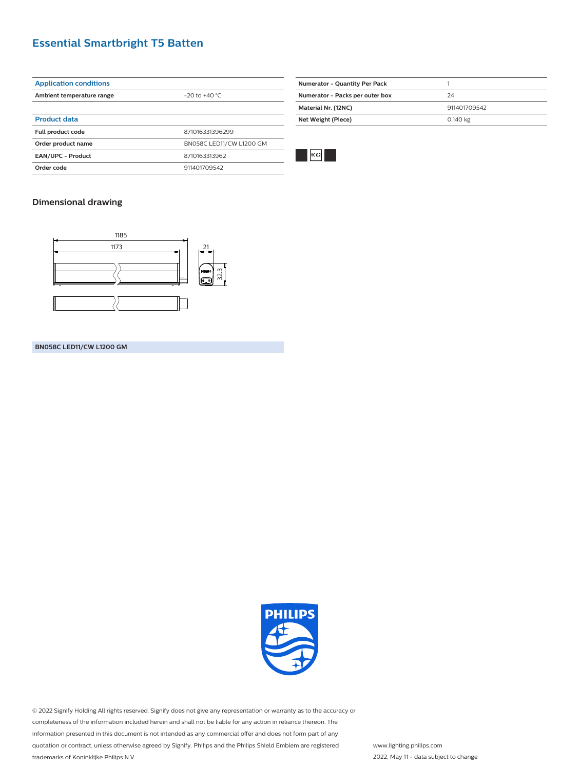# Essential Smartbright T5 Batten

| Application conditions | |
|---|---|
| Ambient temperature range | -20 to +40 °C |

| Product data | |
|---|---|
| Full product code | 871016331396299 |
| Order product name | BN058C LED11/CW L1200 GM |
| EAN/UPC - Product | 8710163313962 |
| Order code | 911401709542 |

| | |
|---|---|
| Numerator - Quantity Per Pack | 1 |
| Numerator - Packs per outer box | 24 |
| Material Nr. (12NC) | 911401709542 |
| Net Weight (Piece) | 0.140 kg |

IK 02

## Dimensional drawing

1185

1173

21

32.3

BN058C LED11/CW L1200 GM

© 2022 Signify Holding All rights reserved. Signify does not give any representation or warranty as to the accuracy or completeness of the information included herein and shall not be liable for any action in reliance thereon. The information presented in this document is not intended as any commercial offer and does not form part of any quotation or contract, unless otherwise agreed by Signify. Philips and the Philips Shield Emblem are registered trademarks of Koninklijke Philips N.V.

www.lighting.philips.com

2022, May 11 - data subject to change